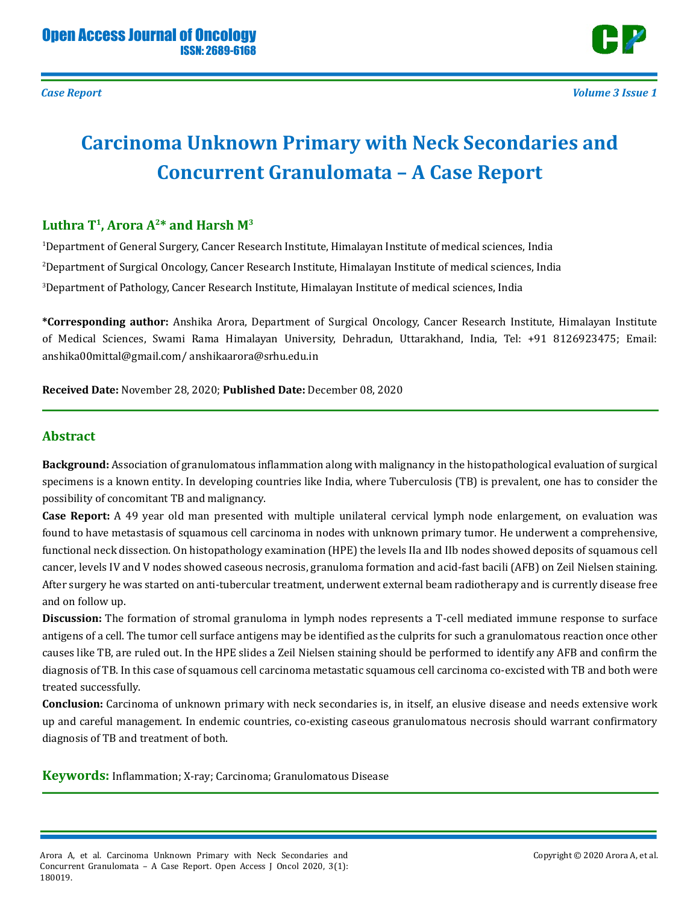*Case Report*

# Carcinoma Unknown Primary with Neck Secondaries and Concurrent Granulomata – A Case Report

**Luthra T[1], Arora A[2]* and Harsh M[3]**

[1]Department of General Surgery, Cancer Research Institute, Himalayan Institute of medical sciences, India

[2]Department of Surgical Oncology, Cancer Research Institute, Himalayan Institute of medical sciences, India

[3]Department of Pathology, Cancer Research Institute, Himalayan Institute of medical sciences, India

***Corresponding author:** Anshika Arora, Department of Surgical Oncology, Cancer Research Institute, Himalayan Institute of Medical Sciences, Swami Rama Himalayan University, Dehradun, Uttarakhand, India, Tel: +91 8126923475; Email: anshika00mittal@gmail.com/ anshikaarora@srhu.edu.in

**Received Date:** November 28, 2020; **Published Date:** December 08, 2020

## Abstract

**Background:** Association of granulomatous inflammation along with malignancy in the histopathological evaluation of surgical specimens is a known entity. In developing countries like India, where Tuberculosis (TB) is prevalent, one has to consider the possibility of concomitant TB and malignancy.

**Case Report:** A 49 year old man presented with multiple unilateral cervical lymph node enlargement, on evaluation was found to have metastasis of squamous cell carcinoma in nodes with unknown primary tumor. He underwent a comprehensive, functional neck dissection. On histopathology examination (HPE) the levels IIa and IIb nodes showed deposits of squamous cell cancer, levels IV and V nodes showed caseous necrosis, granuloma formation and acid-fast bacili (AFB) on Zeil Nielsen staining. After surgery he was started on anti-tubercular treatment, underwent external beam radiotherapy and is currently disease free and on follow up.

**Discussion:** The formation of stromal granuloma in lymph nodes represents a T-cell mediated immune response to surface antigens of a cell. The tumor cell surface antigens may be identified as the culprits for such a granulomatous reaction once other causes like TB, are ruled out. In the HPE slides a Zeil Nielsen staining should be performed to identify any AFB and confirm the diagnosis of TB. In this case of squamous cell carcinoma metastatic squamous cell carcinoma co-excisted with TB and both were treated successfully.

**Conclusion:** Carcinoma of unknown primary with neck secondaries is, in itself, an elusive disease and needs extensive work up and careful management. In endemic countries, co-existing caseous granulomatous necrosis should warrant confirmatory diagnosis of TB and treatment of both.

**Keywords:** Inflammation; X-ray; Carcinoma; Granulomatous Disease

Arora A, et al. Carcinoma Unknown Primary with Neck Secondaries and Concurrent Granulomata – A Case Report. Open Access J Oncol 2020, 3(1): 180019.

Copyright © 2020 Arora A, et al.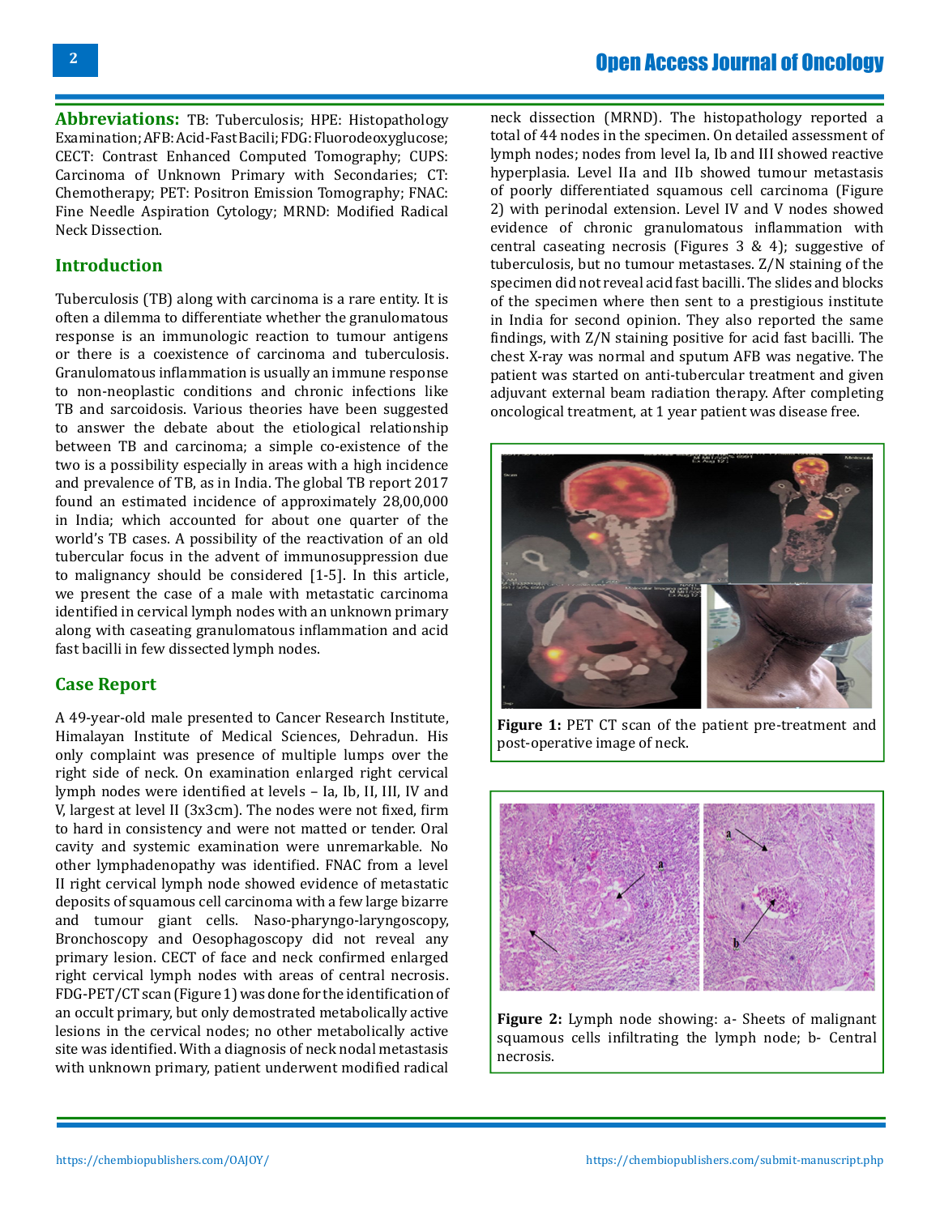**Abbreviations:** TB: Tuberculosis; HPE: Histopathology Examination; AFB: Acid-Fast Bacili; FDG: Fluorodeoxyglucose; CECT: Contrast Enhanced Computed Tomography; CUPS: Carcinoma of Unknown Primary with Secondaries; CT: Chemotherapy; PET: Positron Emission Tomography; FNAC: Fine Needle Aspiration Cytology; MRND: Modified Radical Neck Dissection.

## Introduction

Tuberculosis (TB) along with carcinoma is a rare entity. It is often a dilemma to differentiate whether the granulomatous response is an immunologic reaction to tumour antigens or there is a coexistence of carcinoma and tuberculosis. Granulomatous inflammation is usually an immune response to non-neoplastic conditions and chronic infections like TB and sarcoidosis. Various theories have been suggested to answer the debate about the etiological relationship between TB and carcinoma; a simple co-existence of the two is a possibility especially in areas with a high incidence and prevalence of TB, as in India. The global TB report 2017 found an estimated incidence of approximately 28,00,000 in India; which accounted for about one quarter of the world's TB cases. A possibility of the reactivation of an old tubercular focus in the advent of immunosuppression due to malignancy should be considered [1-5]. In this article, we present the case of a male with metastatic carcinoma identified in cervical lymph nodes with an unknown primary along with caseating granulomatous inflammation and acid fast bacilli in few dissected lymph nodes.

## Case Report

A 49-year-old male presented to Cancer Research Institute, Himalayan Institute of Medical Sciences, Dehradun. His only complaint was presence of multiple lumps over the right side of neck. On examination enlarged right cervical lymph nodes were identified at levels – Ia, Ib, II, III, IV and V, largest at level II (3x3cm). The nodes were not fixed, firm to hard in consistency and were not matted or tender. Oral cavity and systemic examination were unremarkable. No other lymphadenopathy was identified. FNAC from a level II right cervical lymph node showed evidence of metastatic deposits of squamous cell carcinoma with a few large bizarre and tumour giant cells. Naso-pharyngo-laryngoscopy, Bronchoscopy and Oesophagoscopy did not reveal any primary lesion. CECT of face and neck confirmed enlarged right cervical lymph nodes with areas of central necrosis. FDG-PET/CT scan (Figure 1) was done for the identification of an occult primary, but only demostrated metabolically active lesions in the cervical nodes; no other metabolically active site was identified. With a diagnosis of neck nodal metastasis with unknown primary, patient underwent modified radical neck dissection (MRND). The histopathology reported a total of 44 nodes in the specimen. On detailed assessment of lymph nodes; nodes from level Ia, Ib and III showed reactive hyperplasia. Level IIa and IIb showed tumour metastasis of poorly differentiated squamous cell carcinoma (Figure 2) with perinodal extension. Level IV and V nodes showed evidence of chronic granulomatous inflammation with central caseating necrosis (Figures 3 & 4); suggestive of tuberculosis, but no tumour metastases. Z/N staining of the specimen did not reveal acid fast bacilli. The slides and blocks of the specimen where then sent to a prestigious institute in India for second opinion. They also reported the same findings, with Z/N staining positive for acid fast bacilli. The chest X-ray was normal and sputum AFB was negative. The patient was started on anti-tubercular treatment and given adjuvant external beam radiation therapy. After completing oncological treatment, at 1 year patient was disease free.

**Figure 1:** PET CT scan of the patient pre-treatment and post-operative image of neck.

**Figure 2:** Lymph node showing: a- Sheets of malignant squamous cells infiltrating the lymph node; b- Central necrosis.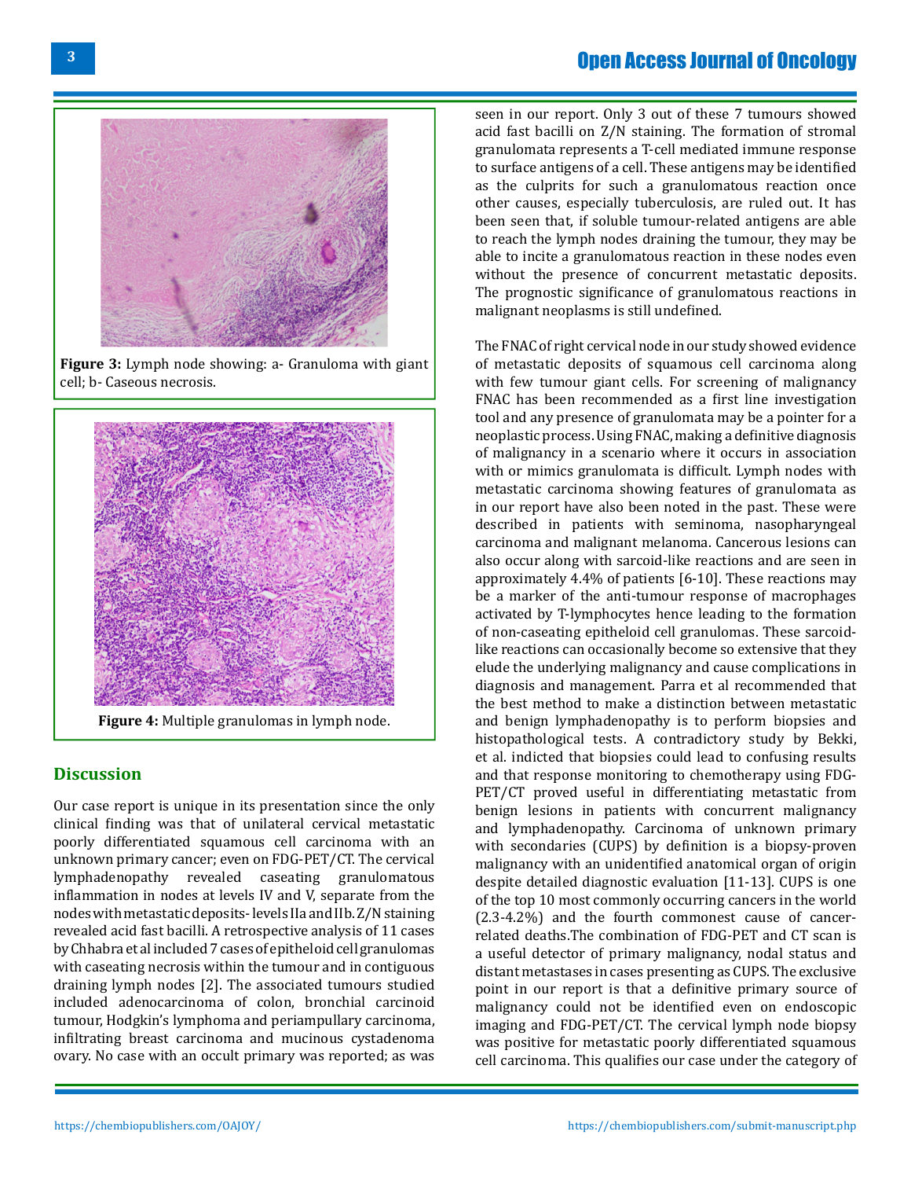Figure 3: Lymph node showing: a- Granuloma with giant cell; b- Caseous necrosis.

Figure 4: Multiple granulomas in lymph node.

## Discussion

Our case report is unique in its presentation since the only clinical finding was that of unilateral cervical metastatic poorly differentiated squamous cell carcinoma with an unknown primary cancer; even on FDG-PET/CT. The cervical lymphadenopathy revealed caseating granulomatous inflammation in nodes at levels IV and V, separate from the nodes with metastatic deposits- levels IIa and IIb. Z/N staining revealed acid fast bacilli. A retrospective analysis of 11 cases by Chhabra et al included 7 cases of epitheloid cell granulomas with caseating necrosis within the tumour and in contiguous draining lymph nodes [2]. The associated tumours studied included adenocarcinoma of colon, bronchial carcinoid tumour, Hodgkin's lymphoma and periampullary carcinoma, infiltrating breast carcinoma and mucinous cystadenoma ovary. No case with an occult primary was reported; as was seen in our report. Only 3 out of these 7 tumours showed acid fast bacilli on Z/N staining. The formation of stromal granulomata represents a T-cell mediated immune response to surface antigens of a cell. These antigens may be identified as the culprits for such a granulomatous reaction once other causes, especially tuberculosis, are ruled out. It has been seen that, if soluble tumour-related antigens are able to reach the lymph nodes draining the tumour, they may be able to incite a granulomatous reaction in these nodes even without the presence of concurrent metastatic deposits. The prognostic significance of granulomatous reactions in malignant neoplasms is still undefined.

The FNAC of right cervical node in our study showed evidence of metastatic deposits of squamous cell carcinoma along with few tumour giant cells. For screening of malignancy FNAC has been recommended as a first line investigation tool and any presence of granulomata may be a pointer for a neoplastic process. Using FNAC, making a definitive diagnosis of malignancy in a scenario where it occurs in association with or mimics granulomata is difficult. Lymph nodes with metastatic carcinoma showing features of granulomata as in our report have also been noted in the past. These were described in patients with seminoma, nasopharyngeal carcinoma and malignant melanoma. Cancerous lesions can also occur along with sarcoid-like reactions and are seen in approximately 4.4% of patients [6-10]. These reactions may be a marker of the anti-tumour response of macrophages activated by T-lymphocytes hence leading to the formation of non-caseating epitheloid cell granulomas. These sarcoid-like reactions can occasionally become so extensive that they elude the underlying malignancy and cause complications in diagnosis and management. Parra et al recommended that the best method to make a distinction between metastatic and benign lymphadenopathy is to perform biopsies and histopathological tests. A contradictory study by Bekki, et al. indicted that biopsies could lead to confusing results and that response monitoring to chemotherapy using FDG-PET/CT proved useful in differentiating metastatic from benign lesions in patients with concurrent malignancy and lymphadenopathy. Carcinoma of unknown primary with secondaries (CUPS) by definition is a biopsy-proven malignancy with an unidentified anatomical organ of origin despite detailed diagnostic evaluation [11-13]. CUPS is one of the top 10 most commonly occurring cancers in the world (2.3-4.2%) and the fourth commonest cause of cancer-related deaths.The combination of FDG-PET and CT scan is a useful detector of primary malignancy, nodal status and distant metastases in cases presenting as CUPS. The exclusive point in our report is that a definitive primary source of malignancy could not be identified even on endoscopic imaging and FDG-PET/CT. The cervical lymph node biopsy was positive for metastatic poorly differentiated squamous cell carcinoma. This qualifies our case under the category of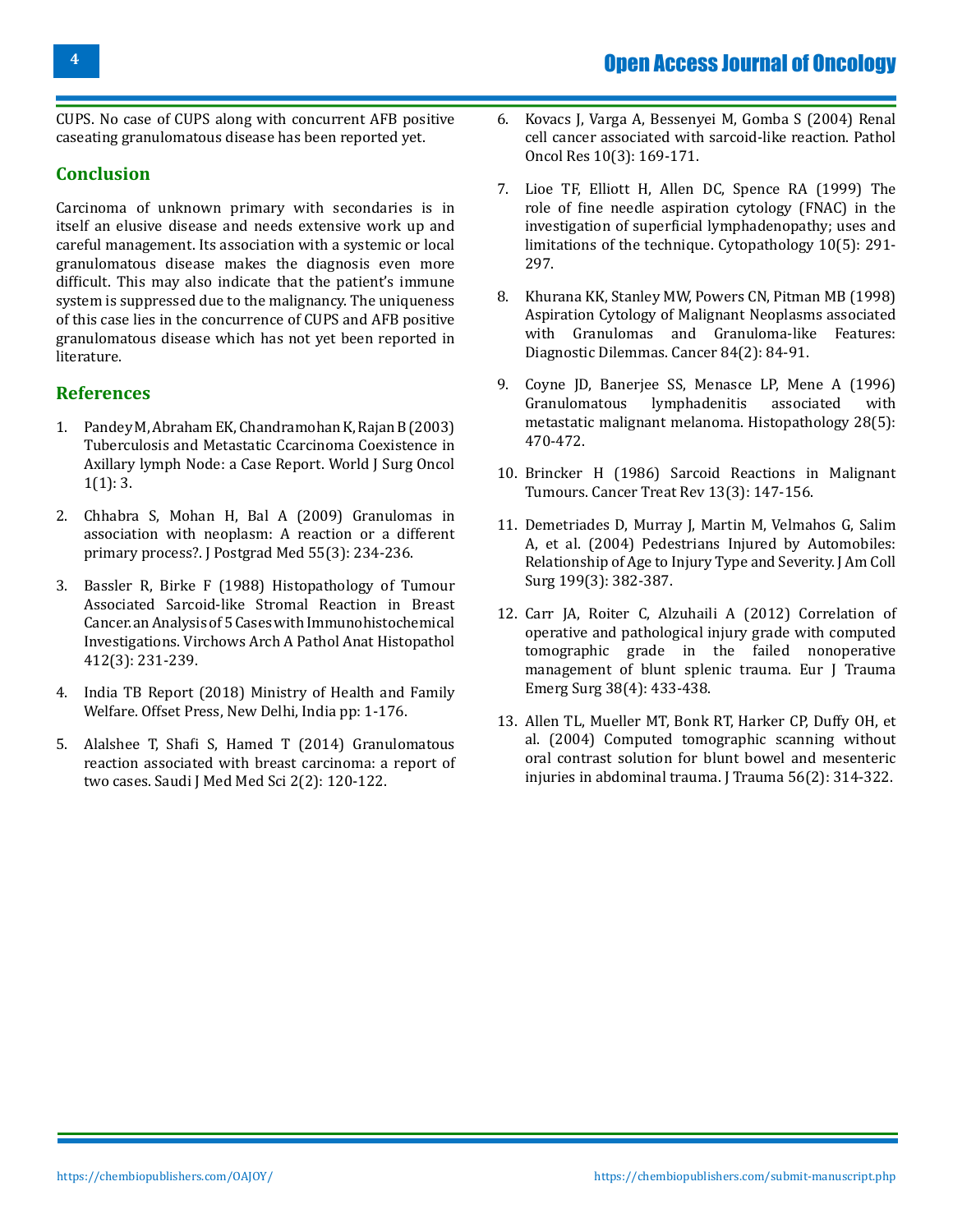CUPS. No case of CUPS along with concurrent AFB positive caseating granulomatous disease has been reported yet.

## Conclusion

Carcinoma of unknown primary with secondaries is in itself an elusive disease and needs extensive work up and careful management. Its association with a systemic or local granulomatous disease makes the diagnosis even more difficult. This may also indicate that the patient's immune system is suppressed due to the malignancy. The uniqueness of this case lies in the concurrence of CUPS and AFB positive granulomatous disease which has not yet been reported in literature.

## References

1. Pandey M, Abraham EK, Chandramohan K, Rajan B (2003) Tuberculosis and Metastatic Ccarcinoma Coexistence in Axillary lymph Node: a Case Report. World J Surg Oncol 1(1): 3.
2. Chhabra S, Mohan H, Bal A (2009) Granulomas in association with neoplasm: A reaction or a different primary process?. J Postgrad Med 55(3): 234-236.
3. Bassler R, Birke F (1988) Histopathology of Tumour Associated Sarcoid-like Stromal Reaction in Breast Cancer. an Analysis of 5 Cases with Immunohistochemical Investigations. Virchows Arch A Pathol Anat Histopathol 412(3): 231-239.
4. India TB Report (2018) Ministry of Health and Family Welfare. Offset Press, New Delhi, India pp: 1-176.
5. Alalshee T, Shafi S, Hamed T (2014) Granulomatous reaction associated with breast carcinoma: a report of two cases. Saudi J Med Med Sci 2(2): 120-122.
6. Kovacs J, Varga A, Bessenyei M, Gomba S (2004) Renal cell cancer associated with sarcoid-like reaction. Pathol Oncol Res 10(3): 169-171.
7. Lioe TF, Elliott H, Allen DC, Spence RA (1999) The role of fine needle aspiration cytology (FNAC) in the investigation of superficial lymphadenopathy; uses and limitations of the technique. Cytopathology 10(5): 291-297.
8. Khurana KK, Stanley MW, Powers CN, Pitman MB (1998) Aspiration Cytology of Malignant Neoplasms associated with Granulomas and Granuloma-like Features: Diagnostic Dilemmas. Cancer 84(2): 84-91.
9. Coyne JD, Banerjee SS, Menasce LP, Mene A (1996) Granulomatous lymphadenitis associated with metastatic malignant melanoma. Histopathology 28(5): 470-472.
10. Brincker H (1986) Sarcoid Reactions in Malignant Tumours. Cancer Treat Rev 13(3): 147-156.
11. Demetriades D, Murray J, Martin M, Velmahos G, Salim A, et al. (2004) Pedestrians Injured by Automobiles: Relationship of Age to Injury Type and Severity. J Am Coll Surg 199(3): 382-387.
12. Carr JA, Roiter C, Alzuhaili A (2012) Correlation of operative and pathological injury grade with computed tomographic grade in the failed nonoperative management of blunt splenic trauma. Eur J Trauma Emerg Surg 38(4): 433-438.
13. Allen TL, Mueller MT, Bonk RT, Harker CP, Duffy OH, et al. (2004) Computed tomographic scanning without oral contrast solution for blunt bowel and mesenteric injuries in abdominal trauma. J Trauma 56(2): 314-322.